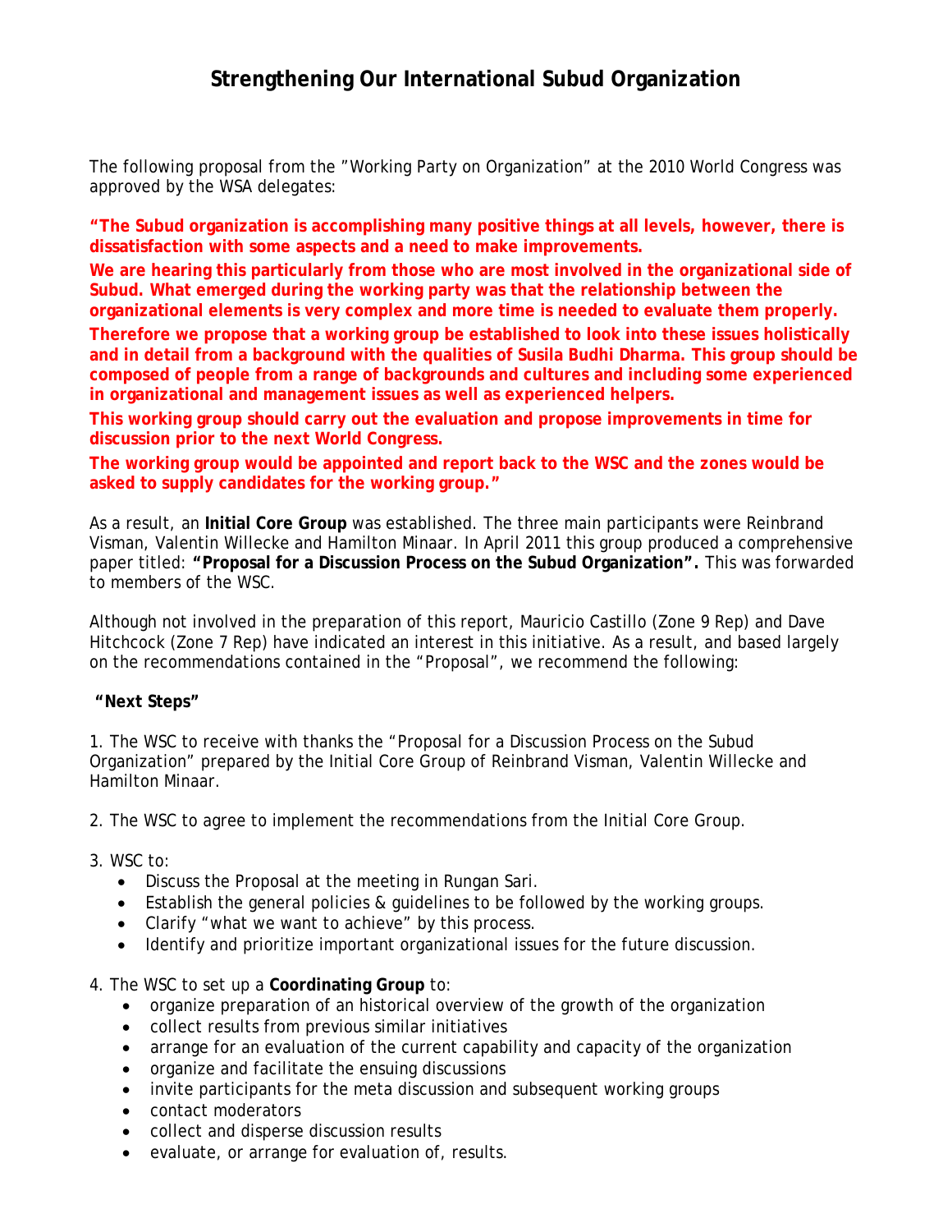# Strengthening Our International Subud Organization

The following proposal from the "Working Party on Organization" at the 2010 World Congress was approved by the WSA delegates:

**"The Subud organization is accomplishing many positive things at all levels, however, there is dissatisfaction with some aspects and a need to make improvements.**

**We are hearing this particularly from those who are most involved in the organizational side of Subud. What emerged during the working party was that the relationship between the organizational elements is very complex and more time is needed to evaluate them properly.**

**Therefore we propose that a working group be established to look into these issues holistically and in detail from a background with the qualities of Susila Budhi Dharma. This group should be composed of people from a range of backgrounds and cultures and including some experienced in organizational and management issues as well as experienced helpers.**

**This working group should carry out the evaluation and propose improvements in time for discussion prior to the next World Congress.**

**The working group would be appointed and report back to the WSC and the zones would be asked to supply candidates for the working group."**

As a result, an **Initial Core Group** was established. The three main participants were Reinbrand Visman, Valentin Willecke and Hamilton Minaar. In April 2011 this group produced a comprehensive paper titled: **"Proposal for a Discussion Process on the Subud Organization".** This was forwarded to members of the WSC.

Although not involved in the preparation of this report, Mauricio Castillo (Zone 9 Rep) and Dave Hitchcock (Zone 7 Rep) have indicated an interest in this initiative. As a result, and based largely on the recommendations contained in the "Proposal", we recommend the following:

**"Next Steps"**

1. The WSC to receive with thanks the "Proposal for a Discussion Process on the Subud Organization" prepared by the Initial Core Group of Reinbrand Visman, Valentin Willecke and Hamilton Minaar.

2. The WSC to agree to implement the recommendations from the Initial Core Group.

3. WSC to:
   - Discuss the Proposal at the meeting in Rungan Sari.
   - Establish the general policies & guidelines to be followed by the working groups.
   - Clarify "what we want to achieve" by this process.
   - Identify and prioritize important organizational issues for the future discussion.

4. The WSC to set up a **Coordinating Group** to:
   - organize preparation of an historical overview of the growth of the organization
   - collect results from previous similar initiatives
   - arrange for an evaluation of the current capability and capacity of the organization
   - organize and facilitate the ensuing discussions
   - invite participants for the meta discussion and subsequent working groups
   - contact moderators
   - collect and disperse discussion results
   - evaluate, or arrange for evaluation of, results.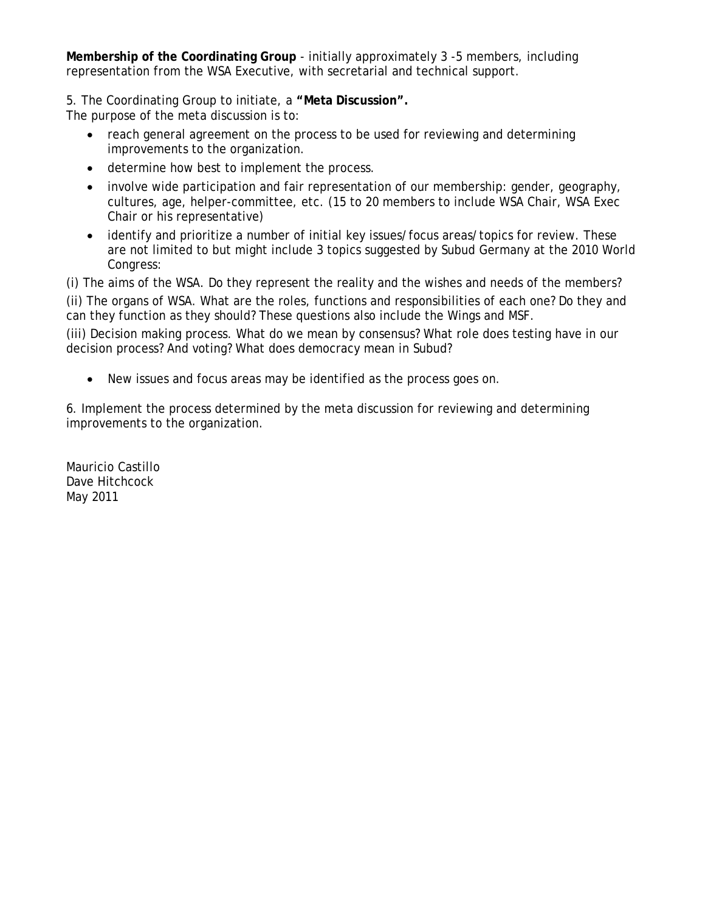**Membership of the Coordinating Group** - initially approximately 3 -5 members, including representation from the WSA Executive, with secretarial and technical support.

5. The Coordinating Group to initiate, a **"Meta Discussion".**
The purpose of the meta discussion is to:

- reach general agreement on the process to be used for reviewing and determining improvements to the organization.
- determine how best to implement the process.
- involve wide participation and fair representation of our membership: gender, geography, cultures, age, helper-committee, etc. (15 to 20 members to include WSA Chair, WSA Exec Chair or his representative)
- identify and prioritize a number of initial key issues/focus areas/topics for review. These are not limited to but might include 3 topics suggested by Subud Germany at the 2010 World Congress:

(i) The aims of the WSA. Do they represent the reality and the wishes and needs of the members?

(ii) The organs of WSA. What are the roles, functions and responsibilities of each one? Do they and can they function as they should? These questions also include the Wings and MSF.

(iii) Decision making process. What do we mean by consensus? What role does testing have in our decision process? And voting? What does democracy mean in Subud?

- New issues and focus areas may be identified as the process goes on.

6. Implement the process determined by the meta discussion for reviewing and determining improvements to the organization.

Mauricio Castillo
Dave Hitchcock
May 2011